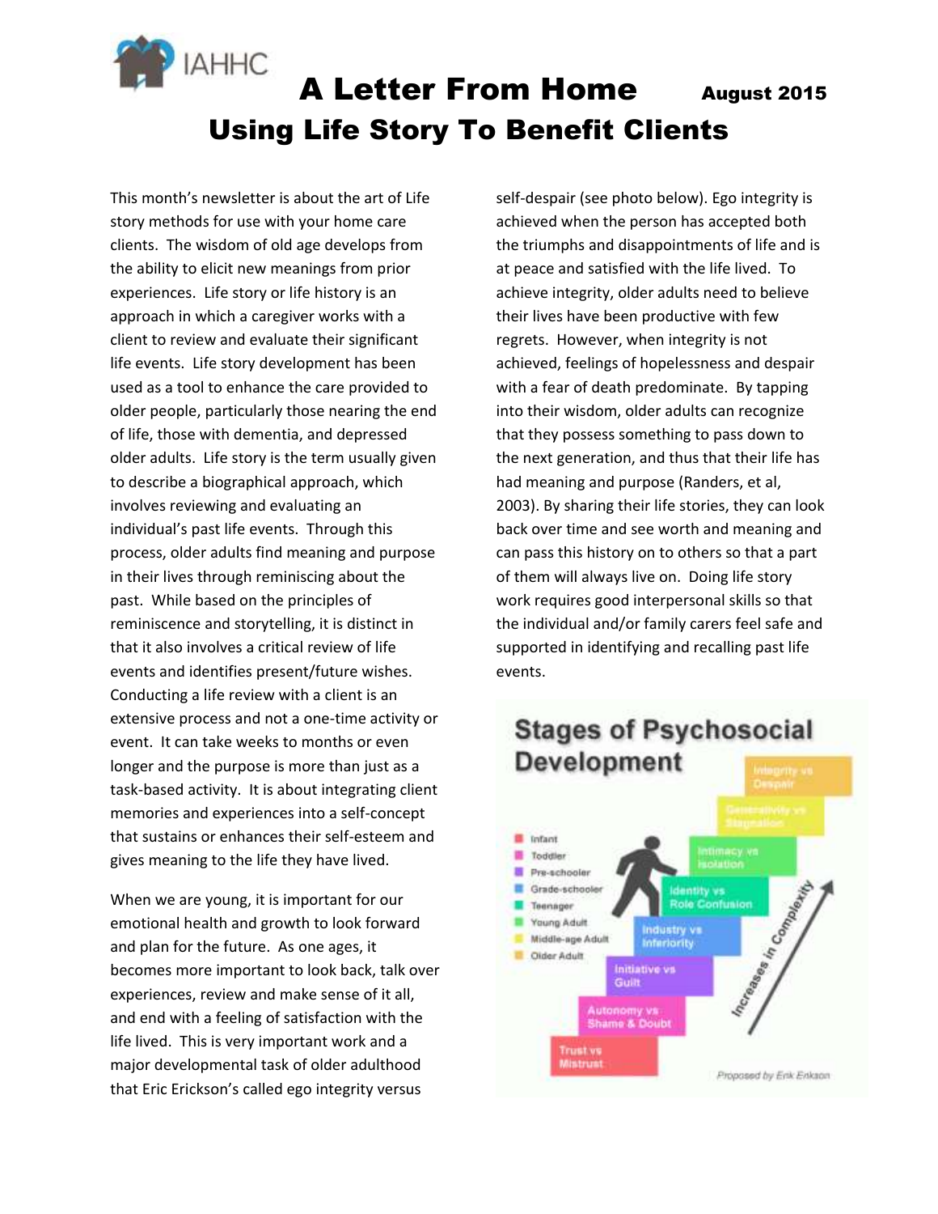IAHHC

# A Letter From Home

August 2015

# Using Life Story To Benefit Clients

This month's newsletter is about the art of Life story methods for use with your home care clients. The wisdom of old age develops from the ability to elicit new meanings from prior experiences. Life story or life history is an approach in which a caregiver works with a client to review and evaluate their significant life events. Life story development has been used as a tool to enhance the care provided to older people, particularly those nearing the end of life, those with dementia, and depressed older adults. Life story is the term usually given to describe a biographical approach, which involves reviewing and evaluating an individual's past life events. Through this process, older adults find meaning and purpose in their lives through reminiscing about the past. While based on the principles of reminiscence and storytelling, it is distinct in that it also involves a critical review of life events and identifies present/future wishes. Conducting a life review with a client is an extensive process and not a one-time activity or event. It can take weeks to months or even longer and the purpose is more than just as a task-based activity. It is about integrating client memories and experiences into a self-concept that sustains or enhances their self-esteem and gives meaning to the life they have lived.

When we are young, it is important for our emotional health and growth to look forward and plan for the future. As one ages, it becomes more important to look back, talk over experiences, review and make sense of it all, and end with a feeling of satisfaction with the life lived. This is very important work and a major developmental task of older adulthood that Eric Erickson's called ego integrity versus self-despair (see photo below). Ego integrity is achieved when the person has accepted both the triumphs and disappointments of life and is at peace and satisfied with the life lived. To achieve integrity, older adults need to believe their lives have been productive with few regrets. However, when integrity is not achieved, feelings of hopelessness and despair with a fear of death predominate. By tapping into their wisdom, older adults can recognize that they possess something to pass down to the next generation, and thus that their life has had meaning and purpose (Randers, et al, 2003). By sharing their life stories, they can look back over time and see worth and meaning and can pass this history on to others so that a part of them will always live on. Doing life story work requires good interpersonal skills so that the individual and/or family carers feel safe and supported in identifying and recalling past life events.

**Stages of Psychosocial Development**

- Infant – Trust vs Mistrust
- Toddler – Autonomy vs Shame & Doubt
- Pre-schooler – Initiative vs Guilt
- Grade-schooler – Industry vs Inferiority
- Teenager – Identity vs Role Confusion
- Young Adult – Intimacy vs Isolation
- Middle-age Adult – Generativity vs Stagnation
- Older Adult – Integrity vs Despair

Increases in Complexity

Proposed by Erik Erikson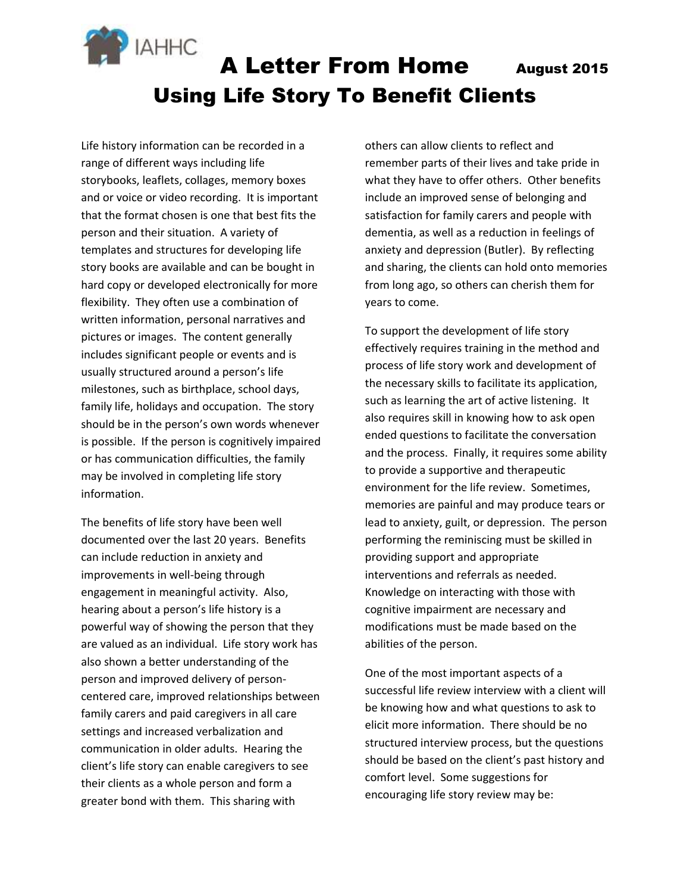# A Letter From Home

August 2015

## Using Life Story To Benefit Clients

Life history information can be recorded in a range of different ways including life storybooks, leaflets, collages, memory boxes and or voice or video recording. It is important that the format chosen is one that best fits the person and their situation. A variety of templates and structures for developing life story books are available and can be bought in hard copy or developed electronically for more flexibility. They often use a combination of written information, personal narratives and pictures or images. The content generally includes significant people or events and is usually structured around a person's life milestones, such as birthplace, school days, family life, holidays and occupation. The story should be in the person's own words whenever is possible. If the person is cognitively impaired or has communication difficulties, the family may be involved in completing life story information.

The benefits of life story have been well documented over the last 20 years. Benefits can include reduction in anxiety and improvements in well-being through engagement in meaningful activity. Also, hearing about a person's life history is a powerful way of showing the person that they are valued as an individual. Life story work has also shown a better understanding of the person and improved delivery of person-centered care, improved relationships between family carers and paid caregivers in all care settings and increased verbalization and communication in older adults. Hearing the client's life story can enable caregivers to see their clients as a whole person and form a greater bond with them. This sharing with others can allow clients to reflect and remember parts of their lives and take pride in what they have to offer others. Other benefits include an improved sense of belonging and satisfaction for family carers and people with dementia, as well as a reduction in feelings of anxiety and depression (Butler). By reflecting and sharing, the clients can hold onto memories from long ago, so others can cherish them for years to come.

To support the development of life story effectively requires training in the method and process of life story work and development of the necessary skills to facilitate its application, such as learning the art of active listening. It also requires skill in knowing how to ask open ended questions to facilitate the conversation and the process. Finally, it requires some ability to provide a supportive and therapeutic environment for the life review. Sometimes, memories are painful and may produce tears or lead to anxiety, guilt, or depression. The person performing the reminiscing must be skilled in providing support and appropriate interventions and referrals as needed. Knowledge on interacting with those with cognitive impairment are necessary and modifications must be made based on the abilities of the person.

One of the most important aspects of a successful life review interview with a client will be knowing how and what questions to ask to elicit more information. There should be no structured interview process, but the questions should be based on the client's past history and comfort level. Some suggestions for encouraging life story review may be: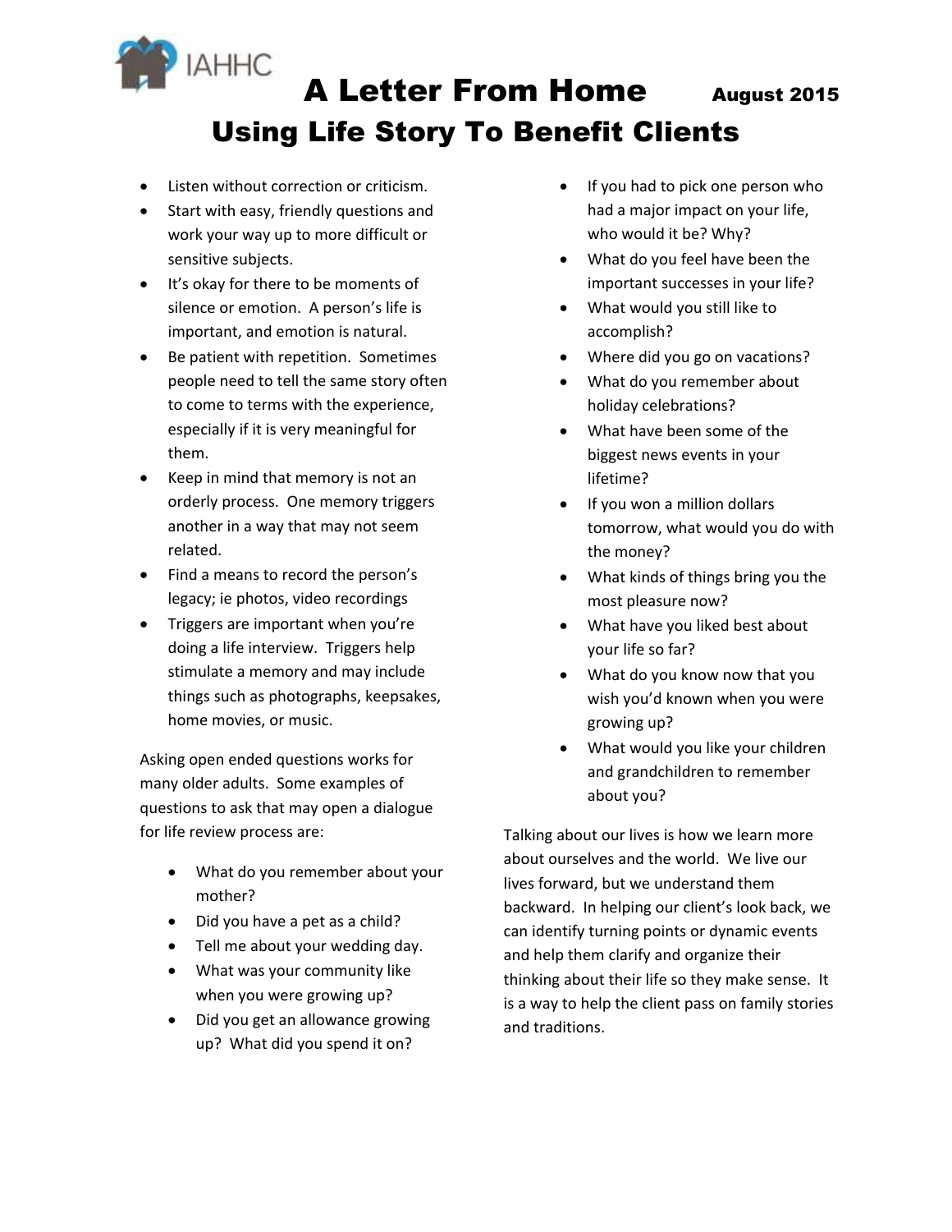# A Letter From Home

**August 2015**

## Using Life Story To Benefit Clients

- Listen without correction or criticism.
- Start with easy, friendly questions and work your way up to more difficult or sensitive subjects.
- It's okay for there to be moments of silence or emotion. A person's life is important, and emotion is natural.
- Be patient with repetition. Sometimes people need to tell the same story often to come to terms with the experience, especially if it is very meaningful for them.
- Keep in mind that memory is not an orderly process. One memory triggers another in a way that may not seem related.
- Find a means to record the person's legacy; ie photos, video recordings
- Triggers are important when you're doing a life interview. Triggers help stimulate a memory and may include things such as photographs, keepsakes, home movies, or music.

Asking open ended questions works for many older adults. Some examples of questions to ask that may open a dialogue for life review process are:

- What do you remember about your mother?
- Did you have a pet as a child?
- Tell me about your wedding day.
- What was your community like when you were growing up?
- Did you get an allowance growing up? What did you spend it on?
- If you had to pick one person who had a major impact on your life, who would it be? Why?
- What do you feel have been the important successes in your life?
- What would you still like to accomplish?
- Where did you go on vacations?
- What do you remember about holiday celebrations?
- What have been some of the biggest news events in your lifetime?
- If you won a million dollars tomorrow, what would you do with the money?
- What kinds of things bring you the most pleasure now?
- What have you liked best about your life so far?
- What do you know now that you wish you'd known when you were growing up?
- What would you like your children and grandchildren to remember about you?

Talking about our lives is how we learn more about ourselves and the world. We live our lives forward, but we understand them backward. In helping our client's look back, we can identify turning points or dynamic events and help them clarify and organize their thinking about their life so they make sense. It is a way to help the client pass on family stories and traditions.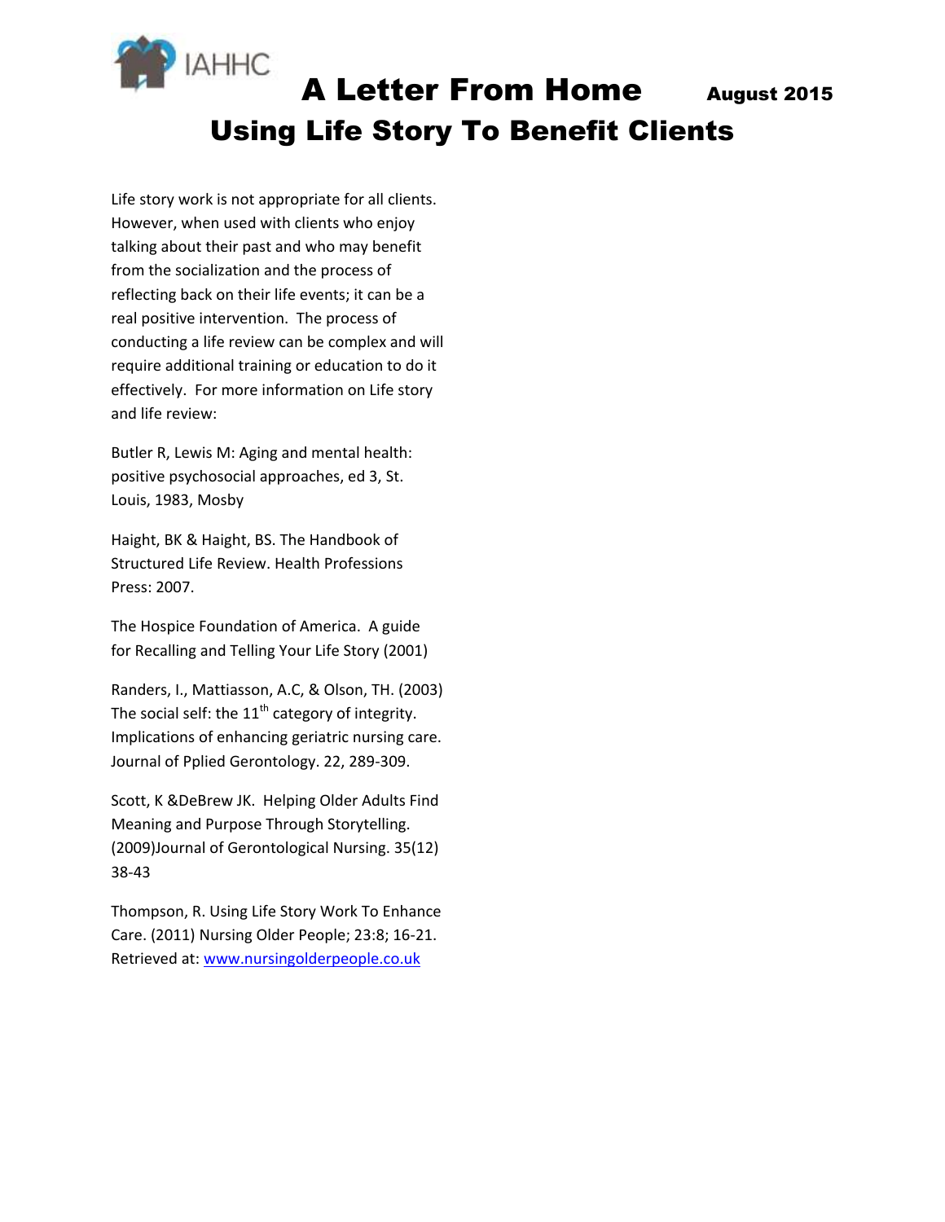IAHHC

# A Letter From Home

August 2015

# Using Life Story To Benefit Clients

Life story work is not appropriate for all clients. However, when used with clients who enjoy talking about their past and who may benefit from the socialization and the process of reflecting back on their life events; it can be a real positive intervention. The process of conducting a life review can be complex and will require additional training or education to do it effectively. For more information on Life story and life review:

Butler R, Lewis M: Aging and mental health: positive psychosocial approaches, ed 3, St. Louis, 1983, Mosby

Haight, BK & Haight, BS. The Handbook of Structured Life Review. Health Professions Press: 2007.

The Hospice Foundation of America. A guide for Recalling and Telling Your Life Story (2001)

Randers, I., Mattiasson, A.C, & Olson, TH. (2003) The social self: the 11th category of integrity. Implications of enhancing geriatric nursing care. Journal of Pplied Gerontology. 22, 289-309.

Scott, K &DeBrew JK. Helping Older Adults Find Meaning and Purpose Through Storytelling. (2009)Journal of Gerontological Nursing. 35(12) 38-43

Thompson, R. Using Life Story Work To Enhance Care. (2011) Nursing Older People; 23:8; 16-21. Retrieved at: www.nursingolderpeople.co.uk